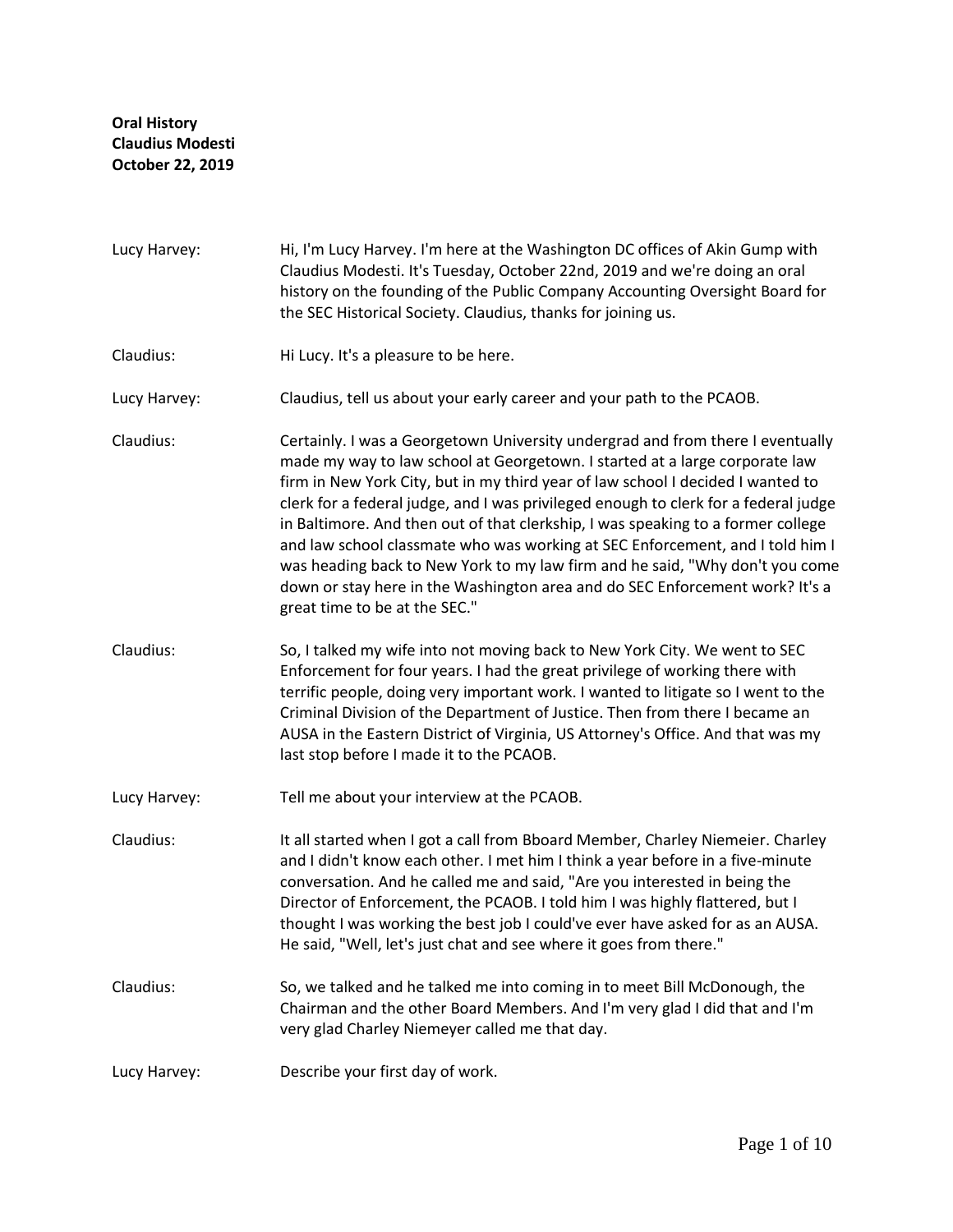**Oral History**
**Claudius Modesti**
**October 22, 2019**

Lucy Harvey: Hi, I'm Lucy Harvey. I'm here at the Washington DC offices of Akin Gump with Claudius Modesti. It's Tuesday, October 22nd, 2019 and we're doing an oral history on the founding of the Public Company Accounting Oversight Board for the SEC Historical Society. Claudius, thanks for joining us.

Claudius: Hi Lucy. It's a pleasure to be here.

Lucy Harvey: Claudius, tell us about your early career and your path to the PCAOB.

Claudius: Certainly. I was a Georgetown University undergrad and from there I eventually made my way to law school at Georgetown. I started at a large corporate law firm in New York City, but in my third year of law school I decided I wanted to clerk for a federal judge, and I was privileged enough to clerk for a federal judge in Baltimore. And then out of that clerkship, I was speaking to a former college and law school classmate who was working at SEC Enforcement, and I told him I was heading back to New York to my law firm and he said, "Why don't you come down or stay here in the Washington area and do SEC Enforcement work? It's a great time to be at the SEC."

Claudius: So, I talked my wife into not moving back to New York City. We went to SEC Enforcement for four years. I had the great privilege of working there with terrific people, doing very important work. I wanted to litigate so I went to the Criminal Division of the Department of Justice. Then from there I became an AUSA in the Eastern District of Virginia, US Attorney's Office. And that was my last stop before I made it to the PCAOB.

Lucy Harvey: Tell me about your interview at the PCAOB.

Claudius: It all started when I got a call from Bboard Member, Charley Niemeier. Charley and I didn't know each other. I met him I think a year before in a five-minute conversation. And he called me and said, "Are you interested in being the Director of Enforcement, the PCAOB. I told him I was highly flattered, but I thought I was working the best job I could've ever have asked for as an AUSA. He said, "Well, let's just chat and see where it goes from there."

Claudius: So, we talked and he talked me into coming in to meet Bill McDonough, the Chairman and the other Board Members. And I'm very glad I did that and I'm very glad Charley Niemeyer called me that day.

Lucy Harvey: Describe your first day of work.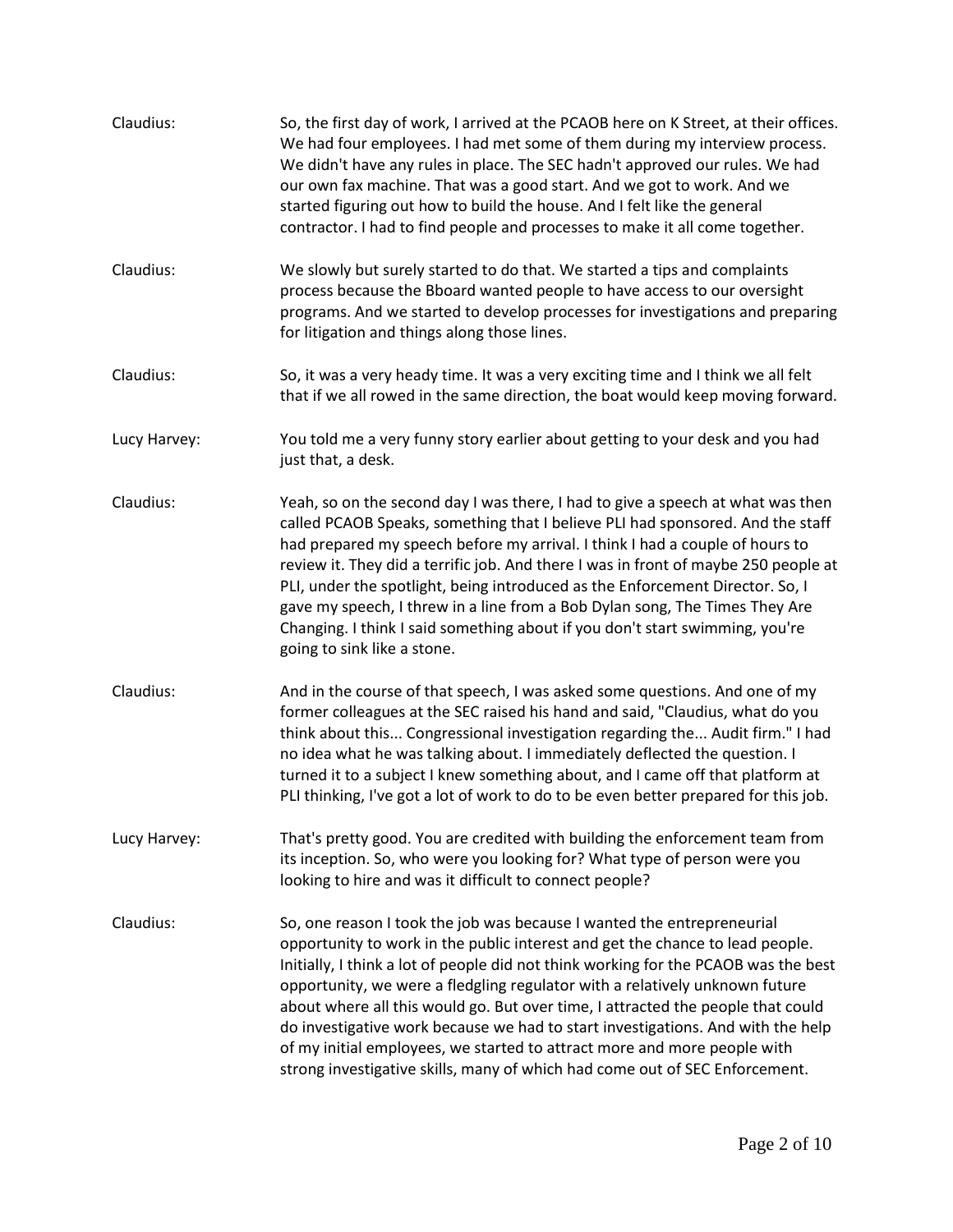Claudius: So, the first day of work, I arrived at the PCAOB here on K Street, at their offices. We had four employees. I had met some of them during my interview process. We didn't have any rules in place. The SEC hadn't approved our rules. We had our own fax machine. That was a good start. And we got to work. And we started figuring out how to build the house. And I felt like the general contractor. I had to find people and processes to make it all come together.

Claudius: We slowly but surely started to do that. We started a tips and complaints process because the Bboard wanted people to have access to our oversight programs. And we started to develop processes for investigations and preparing for litigation and things along those lines.

Claudius: So, it was a very heady time. It was a very exciting time and I think we all felt that if we all rowed in the same direction, the boat would keep moving forward.

Lucy Harvey: You told me a very funny story earlier about getting to your desk and you had just that, a desk.

Claudius: Yeah, so on the second day I was there, I had to give a speech at what was then called PCAOB Speaks, something that I believe PLI had sponsored. And the staff had prepared my speech before my arrival. I think I had a couple of hours to review it. They did a terrific job. And there I was in front of maybe 250 people at PLI, under the spotlight, being introduced as the Enforcement Director. So, I gave my speech, I threw in a line from a Bob Dylan song, The Times They Are Changing. I think I said something about if you don't start swimming, you're going to sink like a stone.

Claudius: And in the course of that speech, I was asked some questions. And one of my former colleagues at the SEC raised his hand and said, "Claudius, what do you think about this... Congressional investigation regarding the... Audit firm." I had no idea what he was talking about. I immediately deflected the question. I turned it to a subject I knew something about, and I came off that platform at PLI thinking, I've got a lot of work to do to be even better prepared for this job.

Lucy Harvey: That's pretty good. You are credited with building the enforcement team from its inception. So, who were you looking for? What type of person were you looking to hire and was it difficult to connect people?

Claudius: So, one reason I took the job was because I wanted the entrepreneurial opportunity to work in the public interest and get the chance to lead people. Initially, I think a lot of people did not think working for the PCAOB was the best opportunity, we were a fledgling regulator with a relatively unknown future about where all this would go. But over time, I attracted the people that could do investigative work because we had to start investigations. And with the help of my initial employees, we started to attract more and more people with strong investigative skills, many of which had come out of SEC Enforcement.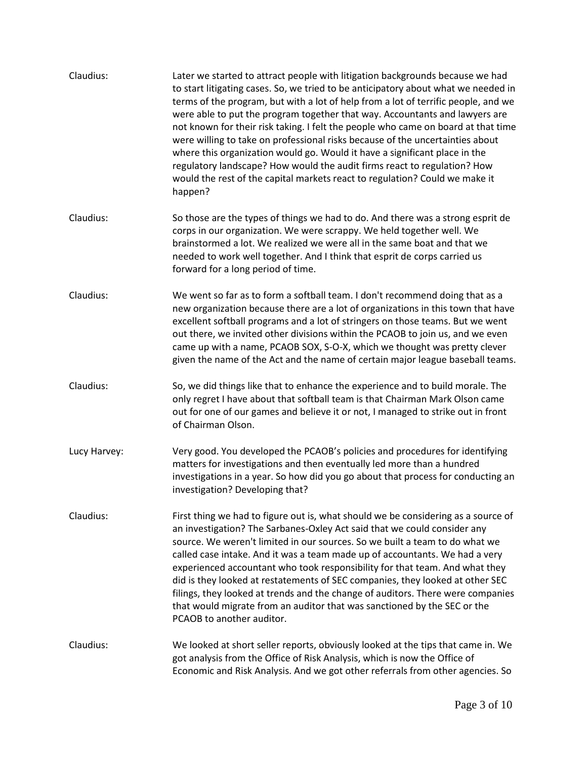Claudius: Later we started to attract people with litigation backgrounds because we had to start litigating cases. So, we tried to be anticipatory about what we needed in terms of the program, but with a lot of help from a lot of terrific people, and we were able to put the program together that way. Accountants and lawyers are not known for their risk taking. I felt the people who came on board at that time were willing to take on professional risks because of the uncertainties about where this organization would go. Would it have a significant place in the regulatory landscape? How would the audit firms react to regulation? How would the rest of the capital markets react to regulation? Could we make it happen?

Claudius: So those are the types of things we had to do. And there was a strong esprit de corps in our organization. We were scrappy. We held together well. We brainstormed a lot. We realized we were all in the same boat and that we needed to work well together. And I think that esprit de corps carried us forward for a long period of time.

Claudius: We went so far as to form a softball team. I don't recommend doing that as a new organization because there are a lot of organizations in this town that have excellent softball programs and a lot of stringers on those teams. But we went out there, we invited other divisions within the PCAOB to join us, and we even came up with a name, PCAOB SOX, S-O-X, which we thought was pretty clever given the name of the Act and the name of certain major league baseball teams.

Claudius: So, we did things like that to enhance the experience and to build morale. The only regret I have about that softball team is that Chairman Mark Olson came out for one of our games and believe it or not, I managed to strike out in front of Chairman Olson.

Lucy Harvey: Very good. You developed the PCAOB's policies and procedures for identifying matters for investigations and then eventually led more than a hundred investigations in a year. So how did you go about that process for conducting an investigation? Developing that?

Claudius: First thing we had to figure out is, what should we be considering as a source of an investigation? The Sarbanes-Oxley Act said that we could consider any source. We weren't limited in our sources. So we built a team to do what we called case intake. And it was a team made up of accountants. We had a very experienced accountant who took responsibility for that team. And what they did is they looked at restatements of SEC companies, they looked at other SEC filings, they looked at trends and the change of auditors. There were companies that would migrate from an auditor that was sanctioned by the SEC or the PCAOB to another auditor.

Claudius: We looked at short seller reports, obviously looked at the tips that came in. We got analysis from the Office of Risk Analysis, which is now the Office of Economic and Risk Analysis. And we got other referrals from other agencies. So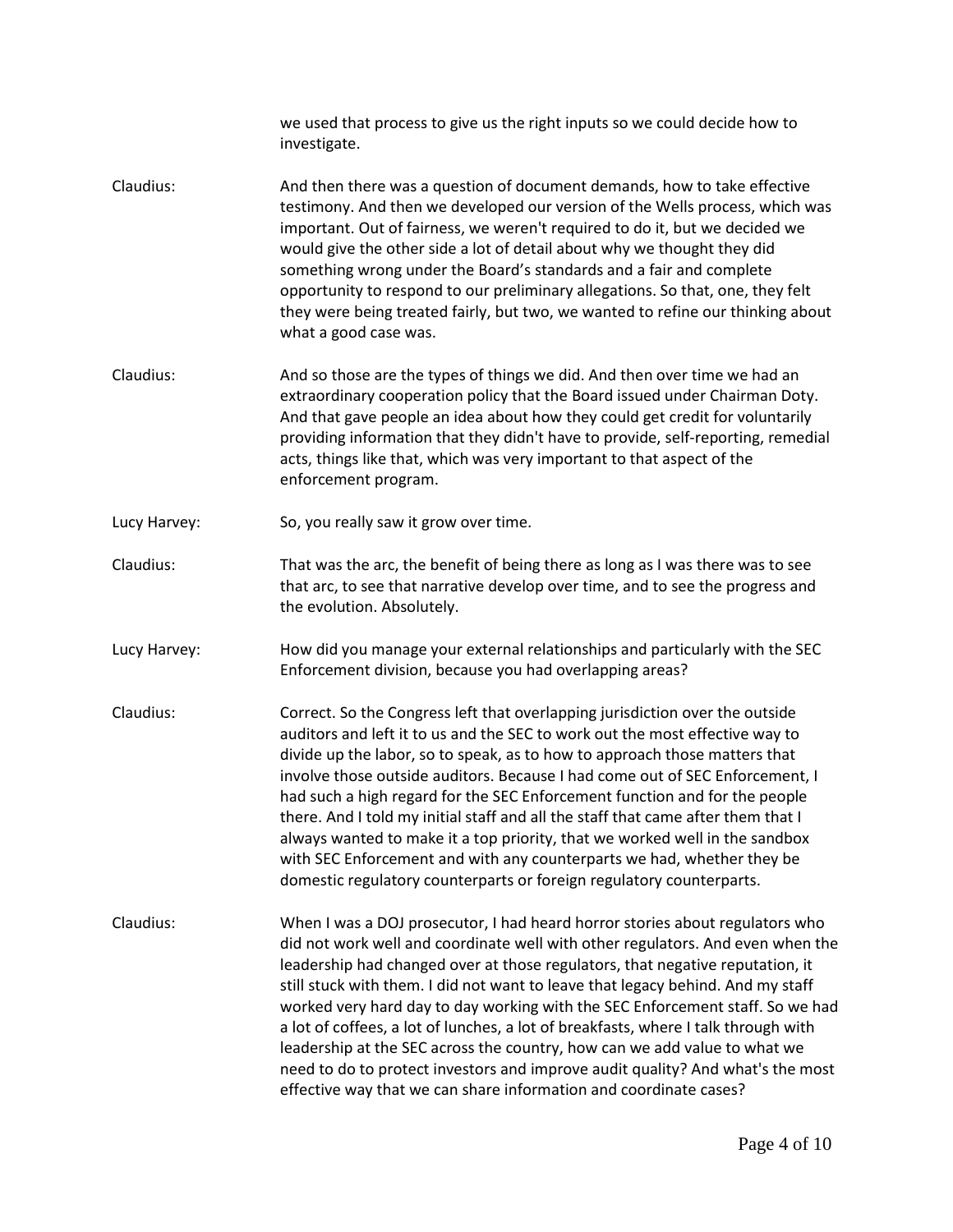we used that process to give us the right inputs so we could decide how to investigate.

Claudius: And then there was a question of document demands, how to take effective testimony. And then we developed our version of the Wells process, which was important. Out of fairness, we weren't required to do it, but we decided we would give the other side a lot of detail about why we thought they did something wrong under the Board's standards and a fair and complete opportunity to respond to our preliminary allegations. So that, one, they felt they were being treated fairly, but two, we wanted to refine our thinking about what a good case was.

Claudius: And so those are the types of things we did. And then over time we had an extraordinary cooperation policy that the Board issued under Chairman Doty. And that gave people an idea about how they could get credit for voluntarily providing information that they didn't have to provide, self-reporting, remedial acts, things like that, which was very important to that aspect of the enforcement program.

Lucy Harvey: So, you really saw it grow over time.

Claudius: That was the arc, the benefit of being there as long as I was there was to see that arc, to see that narrative develop over time, and to see the progress and the evolution. Absolutely.

Lucy Harvey: How did you manage your external relationships and particularly with the SEC Enforcement division, because you had overlapping areas?

Claudius: Correct. So the Congress left that overlapping jurisdiction over the outside auditors and left it to us and the SEC to work out the most effective way to divide up the labor, so to speak, as to how to approach those matters that involve those outside auditors. Because I had come out of SEC Enforcement, I had such a high regard for the SEC Enforcement function and for the people there. And I told my initial staff and all the staff that came after them that I always wanted to make it a top priority, that we worked well in the sandbox with SEC Enforcement and with any counterparts we had, whether they be domestic regulatory counterparts or foreign regulatory counterparts.

Claudius: When I was a DOJ prosecutor, I had heard horror stories about regulators who did not work well and coordinate well with other regulators. And even when the leadership had changed over at those regulators, that negative reputation, it still stuck with them. I did not want to leave that legacy behind. And my staff worked very hard day to day working with the SEC Enforcement staff. So we had a lot of coffees, a lot of lunches, a lot of breakfasts, where I talk through with leadership at the SEC across the country, how can we add value to what we need to do to protect investors and improve audit quality? And what's the most effective way that we can share information and coordinate cases?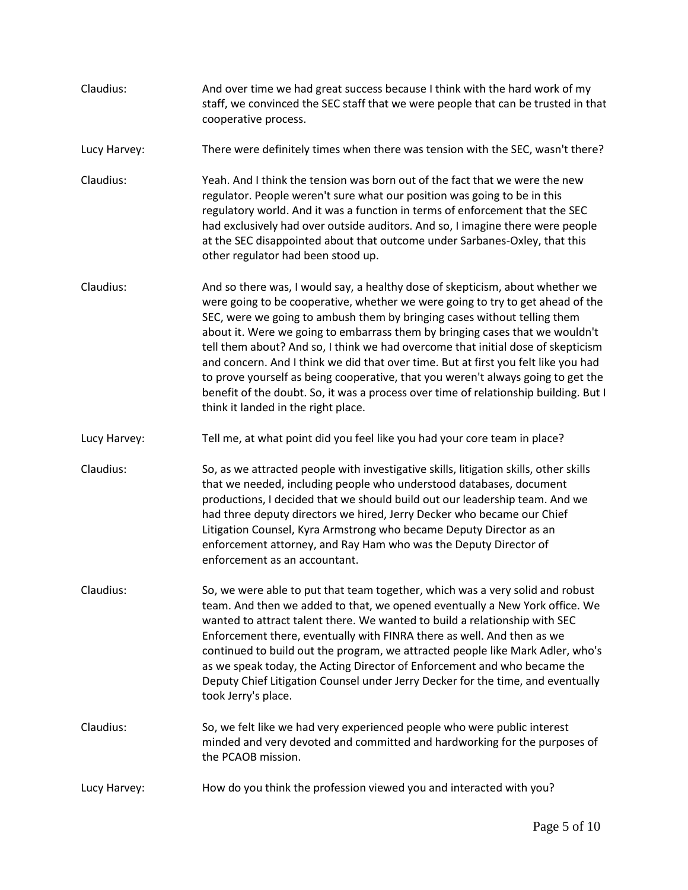Claudius: And over time we had great success because I think with the hard work of my staff, we convinced the SEC staff that we were people that can be trusted in that cooperative process.

Lucy Harvey: There were definitely times when there was tension with the SEC, wasn't there?

Claudius: Yeah. And I think the tension was born out of the fact that we were the new regulator. People weren't sure what our position was going to be in this regulatory world. And it was a function in terms of enforcement that the SEC had exclusively had over outside auditors. And so, I imagine there were people at the SEC disappointed about that outcome under Sarbanes-Oxley, that this other regulator had been stood up.

Claudius: And so there was, I would say, a healthy dose of skepticism, about whether we were going to be cooperative, whether we were going to try to get ahead of the SEC, were we going to ambush them by bringing cases without telling them about it. Were we going to embarrass them by bringing cases that we wouldn't tell them about? And so, I think we had overcome that initial dose of skepticism and concern. And I think we did that over time. But at first you felt like you had to prove yourself as being cooperative, that you weren't always going to get the benefit of the doubt. So, it was a process over time of relationship building. But I think it landed in the right place.

Lucy Harvey: Tell me, at what point did you feel like you had your core team in place?

Claudius: So, as we attracted people with investigative skills, litigation skills, other skills that we needed, including people who understood databases, document productions, I decided that we should build out our leadership team. And we had three deputy directors we hired, Jerry Decker who became our Chief Litigation Counsel, Kyra Armstrong who became Deputy Director as an enforcement attorney, and Ray Ham who was the Deputy Director of enforcement as an accountant.

Claudius: So, we were able to put that team together, which was a very solid and robust team. And then we added to that, we opened eventually a New York office. We wanted to attract talent there. We wanted to build a relationship with SEC Enforcement there, eventually with FINRA there as well. And then as we continued to build out the program, we attracted people like Mark Adler, who's as we speak today, the Acting Director of Enforcement and who became the Deputy Chief Litigation Counsel under Jerry Decker for the time, and eventually took Jerry's place.

Claudius: So, we felt like we had very experienced people who were public interest minded and very devoted and committed and hardworking for the purposes of the PCAOB mission.

Lucy Harvey: How do you think the profession viewed you and interacted with you?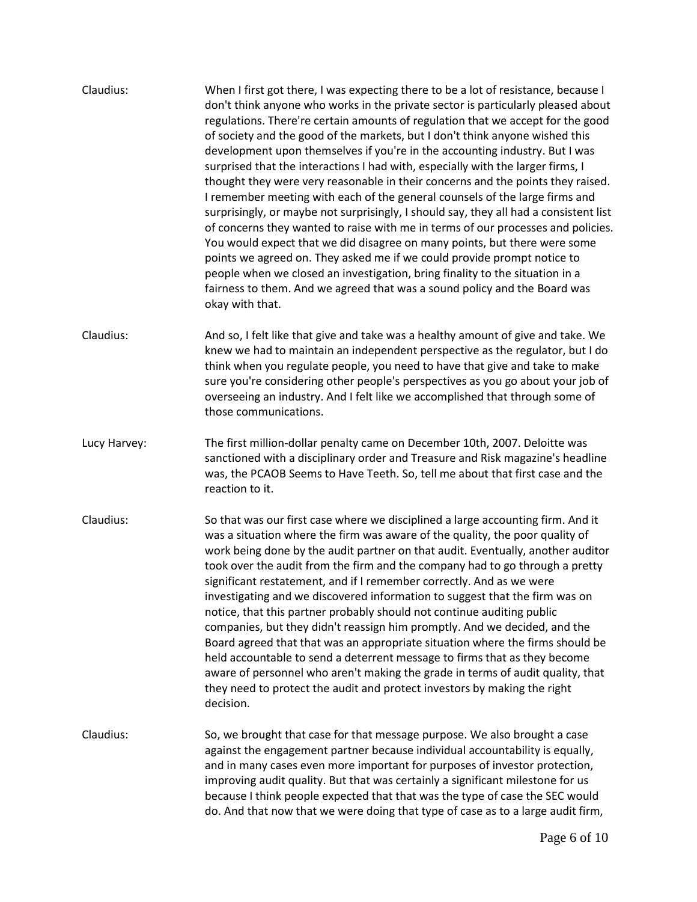Claudius: When I first got there, I was expecting there to be a lot of resistance, because I don't think anyone who works in the private sector is particularly pleased about regulations. There're certain amounts of regulation that we accept for the good of society and the good of the markets, but I don't think anyone wished this development upon themselves if you're in the accounting industry. But I was surprised that the interactions I had with, especially with the larger firms, I thought they were very reasonable in their concerns and the points they raised. I remember meeting with each of the general counsels of the large firms and surprisingly, or maybe not surprisingly, I should say, they all had a consistent list of concerns they wanted to raise with me in terms of our processes and policies. You would expect that we did disagree on many points, but there were some points we agreed on. They asked me if we could provide prompt notice to people when we closed an investigation, bring finality to the situation in a fairness to them. And we agreed that was a sound policy and the Board was okay with that.

Claudius: And so, I felt like that give and take was a healthy amount of give and take. We knew we had to maintain an independent perspective as the regulator, but I do think when you regulate people, you need to have that give and take to make sure you're considering other people's perspectives as you go about your job of overseeing an industry. And I felt like we accomplished that through some of those communications.

Lucy Harvey: The first million-dollar penalty came on December 10th, 2007. Deloitte was sanctioned with a disciplinary order and Treasure and Risk magazine's headline was, the PCAOB Seems to Have Teeth. So, tell me about that first case and the reaction to it.

Claudius: So that was our first case where we disciplined a large accounting firm. And it was a situation where the firm was aware of the quality, the poor quality of work being done by the audit partner on that audit. Eventually, another auditor took over the audit from the firm and the company had to go through a pretty significant restatement, and if I remember correctly. And as we were investigating and we discovered information to suggest that the firm was on notice, that this partner probably should not continue auditing public companies, but they didn't reassign him promptly. And we decided, and the Board agreed that that was an appropriate situation where the firms should be held accountable to send a deterrent message to firms that as they become aware of personnel who aren't making the grade in terms of audit quality, that they need to protect the audit and protect investors by making the right decision.

Claudius: So, we brought that case for that message purpose. We also brought a case against the engagement partner because individual accountability is equally, and in many cases even more important for purposes of investor protection, improving audit quality. But that was certainly a significant milestone for us because I think people expected that that was the type of case the SEC would do. And that now that we were doing that type of case as to a large audit firm,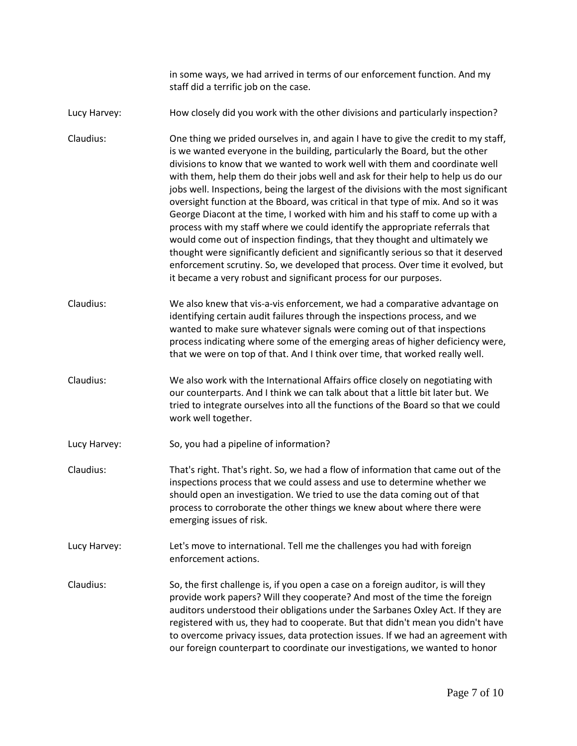in some ways, we had arrived in terms of our enforcement function. And my staff did a terrific job on the case.

Lucy Harvey: How closely did you work with the other divisions and particularly inspection?

Claudius: One thing we prided ourselves in, and again I have to give the credit to my staff, is we wanted everyone in the building, particularly the Board, but the other divisions to know that we wanted to work well with them and coordinate well with them, help them do their jobs well and ask for their help to help us do our jobs well. Inspections, being the largest of the divisions with the most significant oversight function at the Bboard, was critical in that type of mix. And so it was George Diacont at the time, I worked with him and his staff to come up with a process with my staff where we could identify the appropriate referrals that would come out of inspection findings, that they thought and ultimately we thought were significantly deficient and significantly serious so that it deserved enforcement scrutiny. So, we developed that process. Over time it evolved, but it became a very robust and significant process for our purposes.

Claudius: We also knew that vis-a-vis enforcement, we had a comparative advantage on identifying certain audit failures through the inspections process, and we wanted to make sure whatever signals were coming out of that inspections process indicating where some of the emerging areas of higher deficiency were, that we were on top of that. And I think over time, that worked really well.

Claudius: We also work with the International Affairs office closely on negotiating with our counterparts. And I think we can talk about that a little bit later but. We tried to integrate ourselves into all the functions of the Board so that we could work well together.

Lucy Harvey: So, you had a pipeline of information?

Claudius: That's right. That's right. So, we had a flow of information that came out of the inspections process that we could assess and use to determine whether we should open an investigation. We tried to use the data coming out of that process to corroborate the other things we knew about where there were emerging issues of risk.

Lucy Harvey: Let's move to international. Tell me the challenges you had with foreign enforcement actions.

Claudius: So, the first challenge is, if you open a case on a foreign auditor, is will they provide work papers? Will they cooperate? And most of the time the foreign auditors understood their obligations under the Sarbanes Oxley Act. If they are registered with us, they had to cooperate. But that didn't mean you didn't have to overcome privacy issues, data protection issues. If we had an agreement with our foreign counterpart to coordinate our investigations, we wanted to honor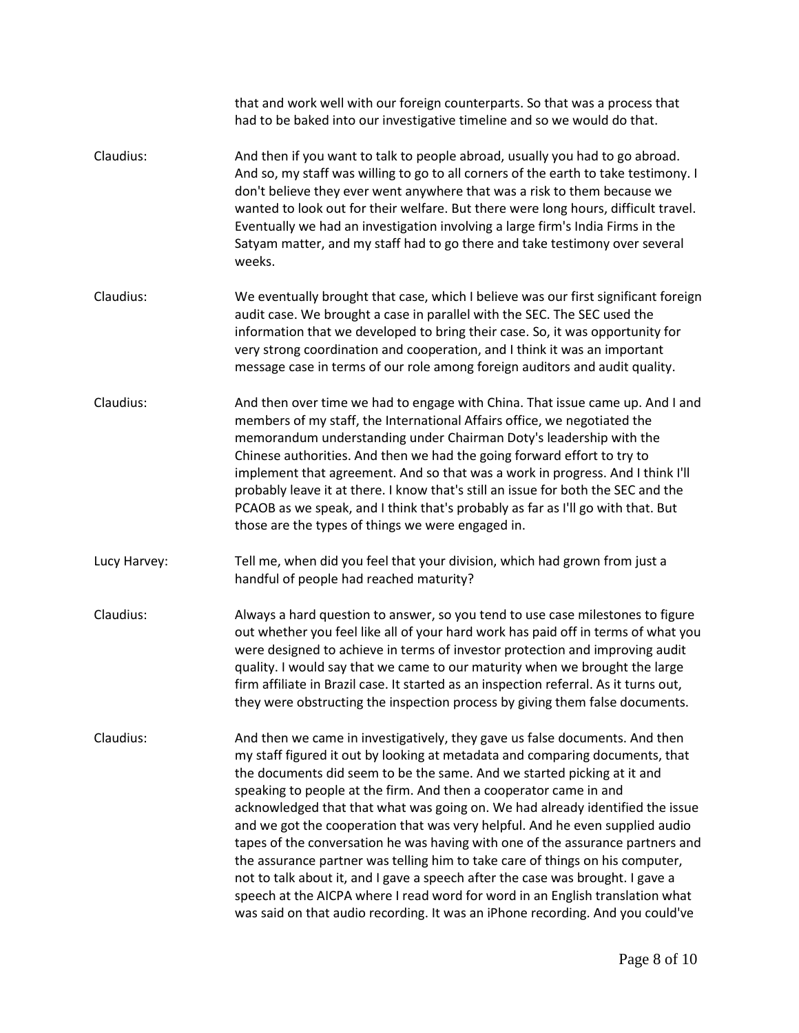that and work well with our foreign counterparts. So that was a process that had to be baked into our investigative timeline and so we would do that.

**Claudius:** And then if you want to talk to people abroad, usually you had to go abroad. And so, my staff was willing to go to all corners of the earth to take testimony. I don't believe they ever went anywhere that was a risk to them because we wanted to look out for their welfare. But there were long hours, difficult travel. Eventually we had an investigation involving a large firm's India Firms in the Satyam matter, and my staff had to go there and take testimony over several weeks.

**Claudius:** We eventually brought that case, which I believe was our first significant foreign audit case. We brought a case in parallel with the SEC. The SEC used the information that we developed to bring their case. So, it was opportunity for very strong coordination and cooperation, and I think it was an important message case in terms of our role among foreign auditors and audit quality.

**Claudius:** And then over time we had to engage with China. That issue came up. And I and members of my staff, the International Affairs office, we negotiated the memorandum understanding under Chairman Doty's leadership with the Chinese authorities. And then we had the going forward effort to try to implement that agreement. And so that was a work in progress. And I think I'll probably leave it at there. I know that's still an issue for both the SEC and the PCAOB as we speak, and I think that's probably as far as I'll go with that. But those are the types of things we were engaged in.

**Lucy Harvey:** Tell me, when did you feel that your division, which had grown from just a handful of people had reached maturity?

**Claudius:** Always a hard question to answer, so you tend to use case milestones to figure out whether you feel like all of your hard work has paid off in terms of what you were designed to achieve in terms of investor protection and improving audit quality. I would say that we came to our maturity when we brought the large firm affiliate in Brazil case. It started as an inspection referral. As it turns out, they were obstructing the inspection process by giving them false documents.

**Claudius:** And then we came in investigatively, they gave us false documents. And then my staff figured it out by looking at metadata and comparing documents, that the documents did seem to be the same. And we started picking at it and speaking to people at the firm. And then a cooperator came in and acknowledged that that what was going on. We had already identified the issue and we got the cooperation that was very helpful. And he even supplied audio tapes of the conversation he was having with one of the assurance partners and the assurance partner was telling him to take care of things on his computer, not to talk about it, and I gave a speech after the case was brought. I gave a speech at the AICPA where I read word for word in an English translation what was said on that audio recording. It was an iPhone recording. And you could've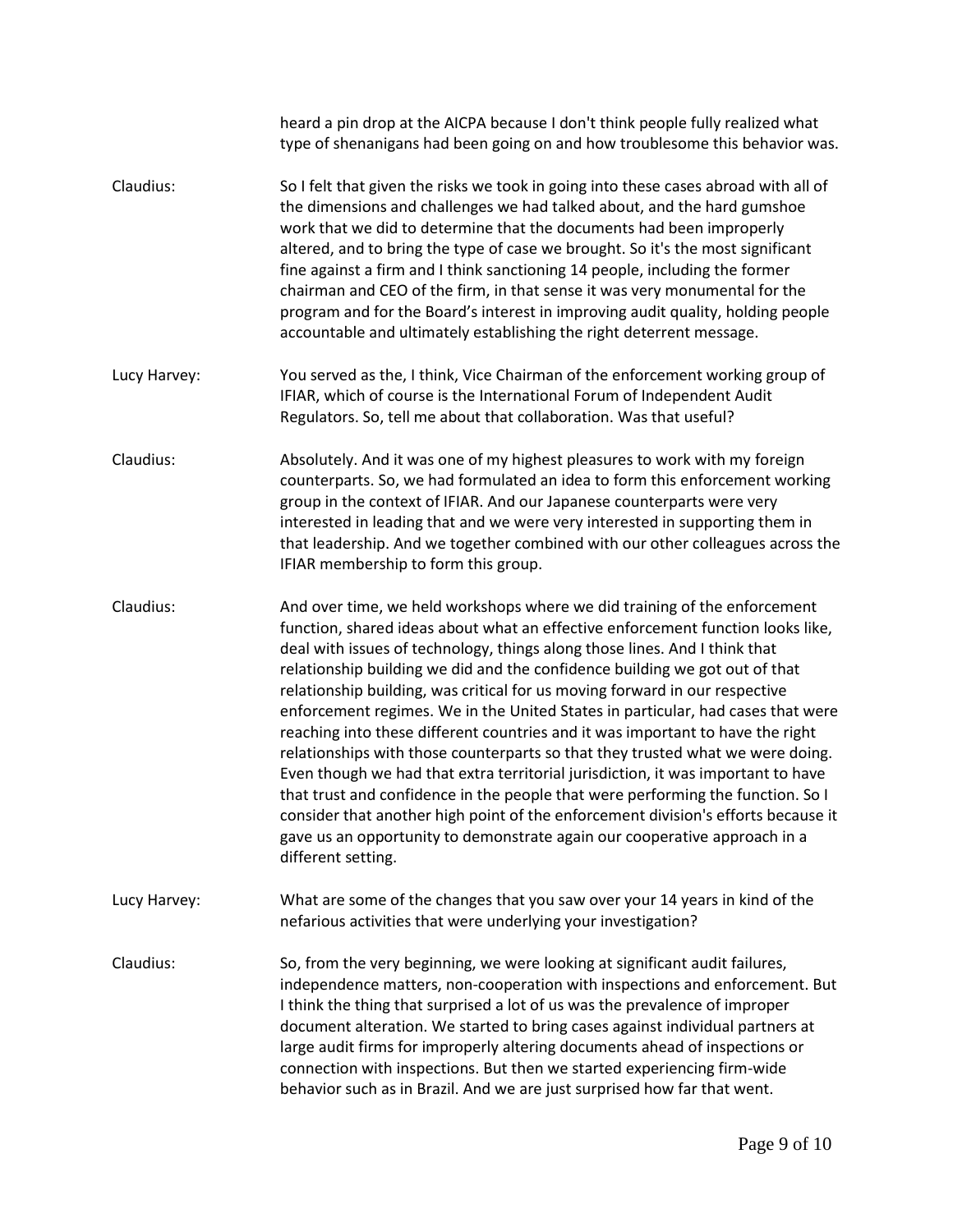heard a pin drop at the AICPA because I don't think people fully realized what type of shenanigans had been going on and how troublesome this behavior was.

Claudius: So I felt that given the risks we took in going into these cases abroad with all of the dimensions and challenges we had talked about, and the hard gumshoe work that we did to determine that the documents had been improperly altered, and to bring the type of case we brought. So it's the most significant fine against a firm and I think sanctioning 14 people, including the former chairman and CEO of the firm, in that sense it was very monumental for the program and for the Board's interest in improving audit quality, holding people accountable and ultimately establishing the right deterrent message.

Lucy Harvey: You served as the, I think, Vice Chairman of the enforcement working group of IFIAR, which of course is the International Forum of Independent Audit Regulators. So, tell me about that collaboration. Was that useful?

Claudius: Absolutely. And it was one of my highest pleasures to work with my foreign counterparts. So, we had formulated an idea to form this enforcement working group in the context of IFIAR. And our Japanese counterparts were very interested in leading that and we were very interested in supporting them in that leadership. And we together combined with our other colleagues across the IFIAR membership to form this group.

Claudius: And over time, we held workshops where we did training of the enforcement function, shared ideas about what an effective enforcement function looks like, deal with issues of technology, things along those lines. And I think that relationship building we did and the confidence building we got out of that relationship building, was critical for us moving forward in our respective enforcement regimes. We in the United States in particular, had cases that were reaching into these different countries and it was important to have the right relationships with those counterparts so that they trusted what we were doing. Even though we had that extra territorial jurisdiction, it was important to have that trust and confidence in the people that were performing the function. So I consider that another high point of the enforcement division's efforts because it gave us an opportunity to demonstrate again our cooperative approach in a different setting.

Lucy Harvey: What are some of the changes that you saw over your 14 years in kind of the nefarious activities that were underlying your investigation?

Claudius: So, from the very beginning, we were looking at significant audit failures, independence matters, non-cooperation with inspections and enforcement. But I think the thing that surprised a lot of us was the prevalence of improper document alteration. We started to bring cases against individual partners at large audit firms for improperly altering documents ahead of inspections or connection with inspections. But then we started experiencing firm-wide behavior such as in Brazil. And we are just surprised how far that went.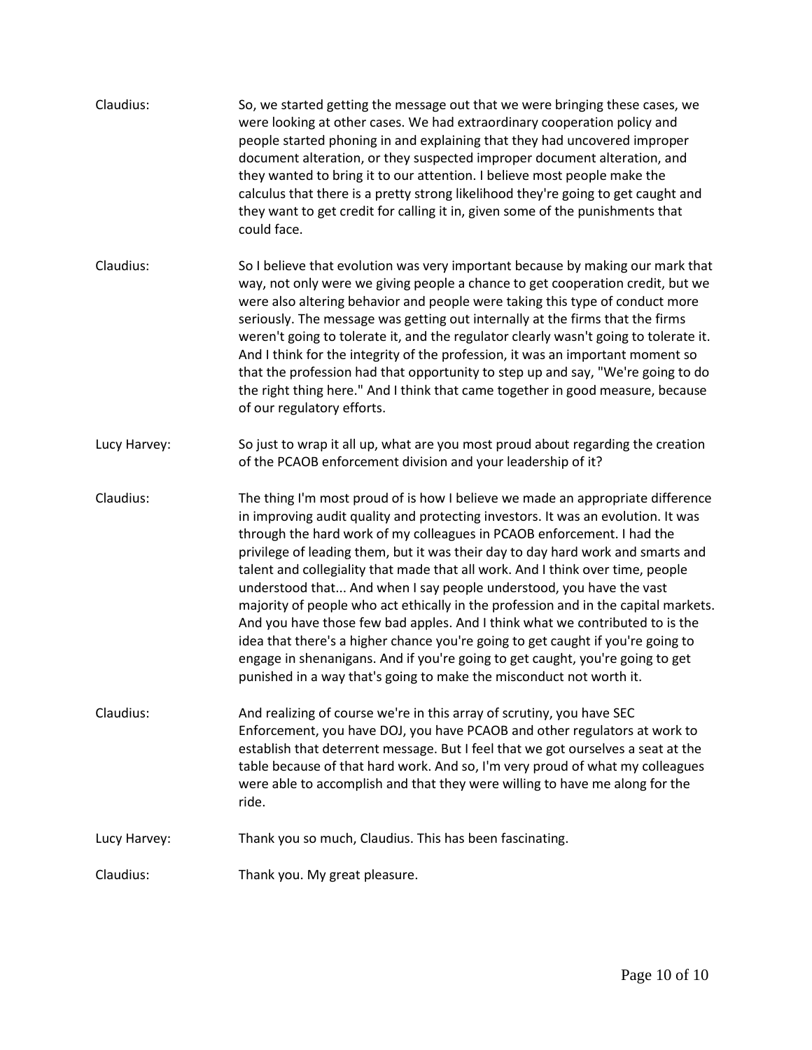Claudius: So, we started getting the message out that we were bringing these cases, we were looking at other cases. We had extraordinary cooperation policy and people started phoning in and explaining that they had uncovered improper document alteration, or they suspected improper document alteration, and they wanted to bring it to our attention. I believe most people make the calculus that there is a pretty strong likelihood they're going to get caught and they want to get credit for calling it in, given some of the punishments that could face.

Claudius: So I believe that evolution was very important because by making our mark that way, not only were we giving people a chance to get cooperation credit, but we were also altering behavior and people were taking this type of conduct more seriously. The message was getting out internally at the firms that the firms weren't going to tolerate it, and the regulator clearly wasn't going to tolerate it. And I think for the integrity of the profession, it was an important moment so that the profession had that opportunity to step up and say, "We're going to do the right thing here." And I think that came together in good measure, because of our regulatory efforts.

Lucy Harvey: So just to wrap it all up, what are you most proud about regarding the creation of the PCAOB enforcement division and your leadership of it?

Claudius: The thing I'm most proud of is how I believe we made an appropriate difference in improving audit quality and protecting investors. It was an evolution. It was through the hard work of my colleagues in PCAOB enforcement. I had the privilege of leading them, but it was their day to day hard work and smarts and talent and collegiality that made that all work. And I think over time, people understood that... And when I say people understood, you have the vast majority of people who act ethically in the profession and in the capital markets. And you have those few bad apples. And I think what we contributed to is the idea that there's a higher chance you're going to get caught if you're going to engage in shenanigans. And if you're going to get caught, you're going to get punished in a way that's going to make the misconduct not worth it.

Claudius: And realizing of course we're in this array of scrutiny, you have SEC Enforcement, you have DOJ, you have PCAOB and other regulators at work to establish that deterrent message. But I feel that we got ourselves a seat at the table because of that hard work. And so, I'm very proud of what my colleagues were able to accomplish and that they were willing to have me along for the ride.

Lucy Harvey: Thank you so much, Claudius. This has been fascinating.

Claudius: Thank you. My great pleasure.